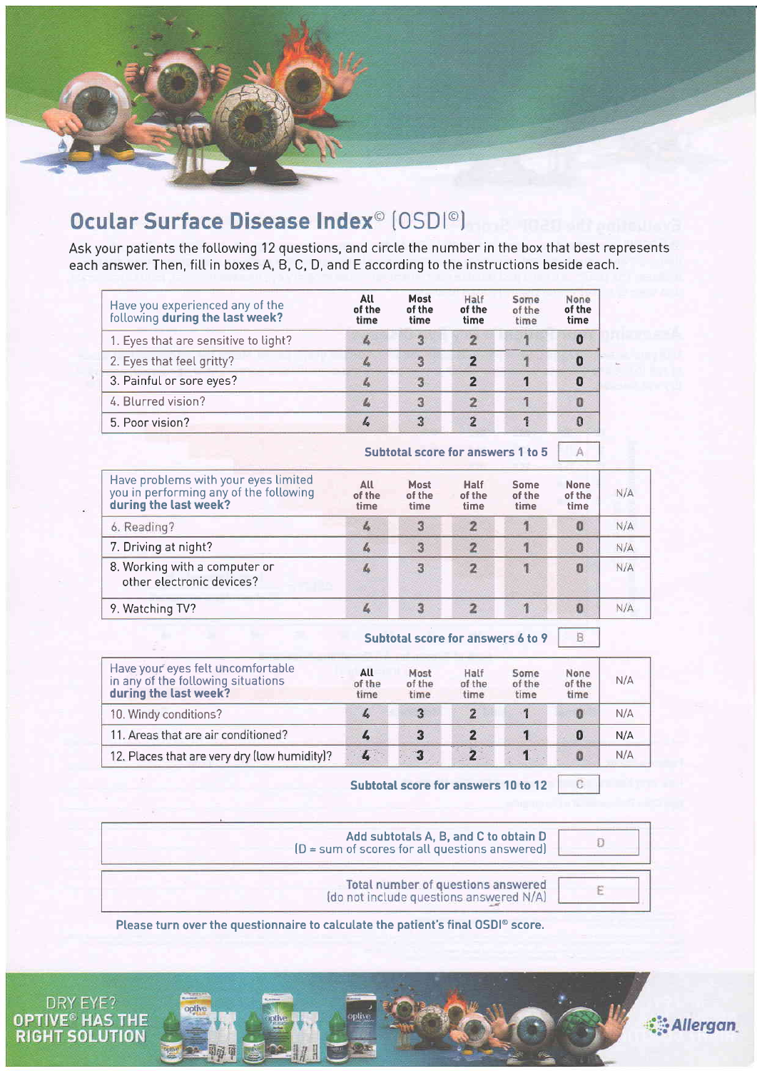# Ocular Surface Disease Index© (OSDI©)

Ask your patients the following 12 questions, and circle the number in the box that best represents each answer. Then, fill in boxes A, B, C, D, and E according to the instructions beside each.

| Have you experienced any of the following **during the last week?** | All of the time | Most of the time | Half of the time | Some of the time | None of the time |
|---|---|---|---|---|---|
| 1. Eyes that are sensitive to light? | 4 | 3 | 2 | 1 | 0 |
| 2. Eyes that feel gritty? | 4 | 3 | 2 | 1 | 0 |
| 3. Painful or sore eyes? | 4 | 3 | 2 | 1 | 0 |
| 4. Blurred vision? | 4 | 3 | 2 | 1 | 0 |
| 5. Poor vision? | 4 | 3 | 2 | 1 | 0 |

**Subtotal score for answers 1 to 5** [ A ]

| Have problems with your eyes limited you in performing any of the following **during the last week?** | All of the time | Most of the time | Half of the time | Some of the time | None of the time | N/A |
|---|---|---|---|---|---|---|
| 6. Reading? | 4 | 3 | 2 | 1 | 0 | N/A |
| 7. Driving at night? | 4 | 3 | 2 | 1 | 0 | N/A |
| 8. Working with a computer or other electronic devices? | 4 | 3 | 2 | 1 | 0 | N/A |
| 9. Watching TV? | 4 | 3 | 2 | 1 | 0 | N/A |

**Subtotal score for answers 6 to 9** [ B ]

| Have your eyes felt uncomfortable in any of the following situations **during the last week?** | All of the time | Most of the time | Half of the time | Some of the time | None of the time | N/A |
|---|---|---|---|---|---|---|
| 10. Windy conditions? | 4 | 3 | 2 | 1 | 0 | N/A |
| 11. Areas that are air conditioned? | 4 | 3 | 2 | 1 | 0 | N/A |
| 12. Places that are very dry (low humidity)? | 4 | 3 | 2 | 1 | 0 | N/A |

**Subtotal score for answers 10 to 12** [ C ]

Add subtotals A, B, and C to obtain D
(D = sum of scores for all questions answered) [ D ]

Total number of questions answered
(do not include questions answered N/A) [ E ]

**Please turn over the questionnaire to calculate the patient's final OSDI® score.**

DRY EYE?
OPTIVE® HAS THE RIGHT SOLUTION

Allergan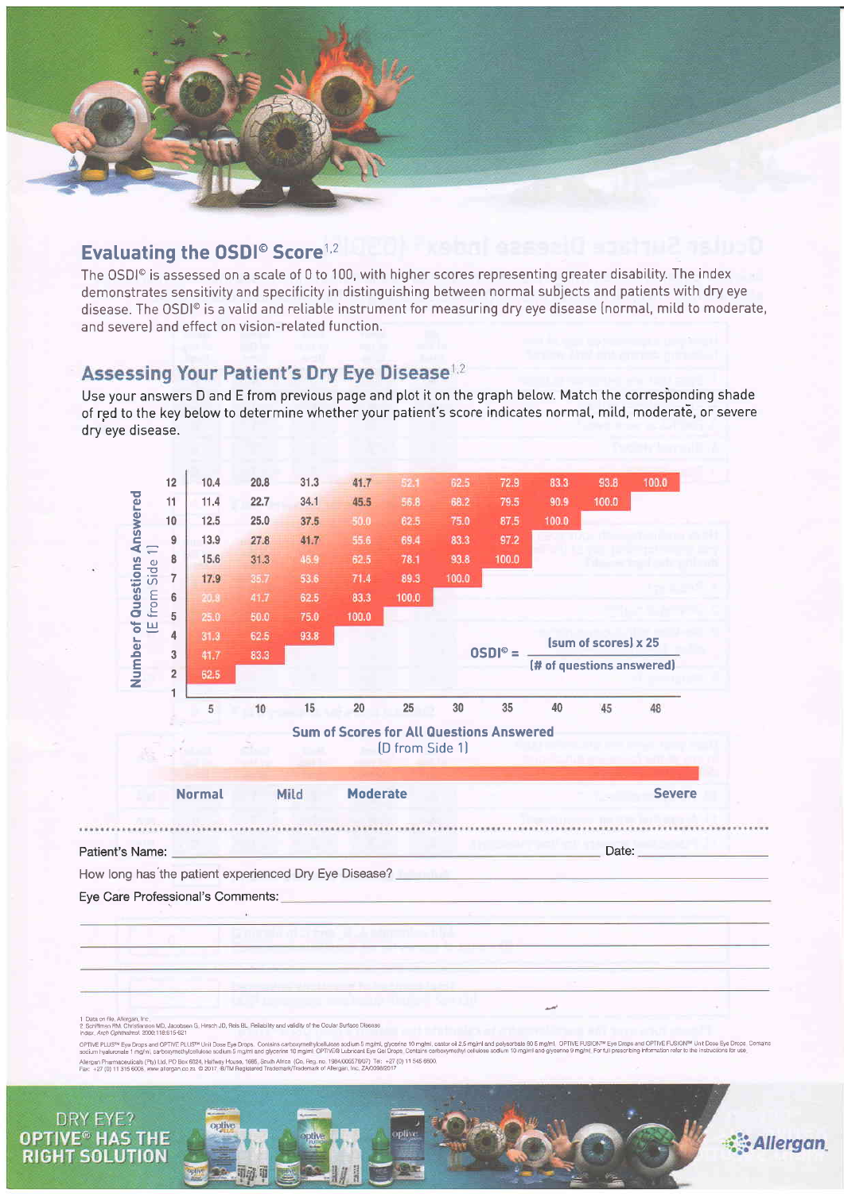## Evaluating the OSDI© Score[1,2]

The OSDI© is assessed on a scale of 0 to 100, with higher scores representing greater disability. The index demonstrates sensitivity and specificity in distinguishing between normal subjects and patients with dry eye disease. The OSDI© is a valid and reliable instrument for measuring dry eye disease (normal, mild to moderate, and severe) and effect on vision-related function.

## Assessing Your Patient's Dry Eye Disease[1,2]

Use your answers D and E from previous page and plot it on the graph below. Match the corresponding shade of red to the key below to determine whether your patient's score indicates normal, mild, moderate, or severe dry eye disease.

Number of Questions Answered (E from Side 1)

12 10.4 20.8 31.3 41.7 52.1 62.5 72.9 83.3 93.8 100.0
11 11.4 22.7 34.1 45.5 56.8 68.2 79.5 90.9 100.0
10 12.5 25.0 37.5 50.0 62.5 75.0 87.5 100.0
9 13.9 27.8 41.7 55.6 69.4 83.3 97.2
8 15.6 31.3 46.9 62.5 78.1 93.8 100.0
7 17.9 35.7 53.6 71.4 89.3 100.0
6 20.8 41.7 62.5 83.3 100.0
5 25.0 50.0 75.0 100.0
4 31.3 62.5 93.8
3 41.7 83.3
2 62.5
1

5 10 15 20 25 30 35 40 45 48

Sum of Scores for All Questions Answered (D from Side 1)

$$\text{OSDI}^{©} = \frac{\text{(sum of scores)} \times 25}{\text{(\# of questions answered)}}$$

Normal Mild Moderate Severe

Patient's Name: ______________________ Date: __________

How long has the patient experienced Dry Eye Disease? ______________________

Eye Care Professional's Comments: ______________________

1 Data on file, Allergan, Inc.
2 Schiffman RM, Christianson MD, Jacobsen G, Hirsch JD, Reis BL. Reliability and validity of the Ocular Surface Disease Index. Arch Ophthalmol. 2000;118:615-621

OPTIVE PLUS™ Eye Drops and OPTIVE PLUS™ Unit Dose Eye Drops. Contains carboxymethylcellulose sodium 5 mg/ml, glycerine 10 mg/ml, castor oil 2.5 mg/ml and polysorbate 80 5 mg/ml. OPTIVE FUSION™ Eye Drops and OPTIVE FUSION™ Unit Dose Eye Drops. Contains sodium hyaluronate 1 mg/ml, carboxymethylcellulose sodium 5 mg/ml and glycerine 10 mg/ml. OPTIVE® Lubricant Eye Gel Drops. Contains carboxymethyl cellulose sodium 10 mg/ml and glycerine 9 mg/ml. For full prescribing information refer to the instructions for use.

Allergan Pharmaceuticals (Pty) Ltd, PO Box 6024, Halfway House, 1685, South Africa. (Co. Reg. no. 1984/005578/07). Tel: +27 (0) 11 545 6600. Fax: +27 (0) 11 315 6006. www.allergan.co.za. © 2017. ®/TM Registered Trademark/Trademark of Allergan, Inc. ZA/0098/2017

DRY EYE? OPTIVE® HAS THE RIGHT SOLUTION

Allergan